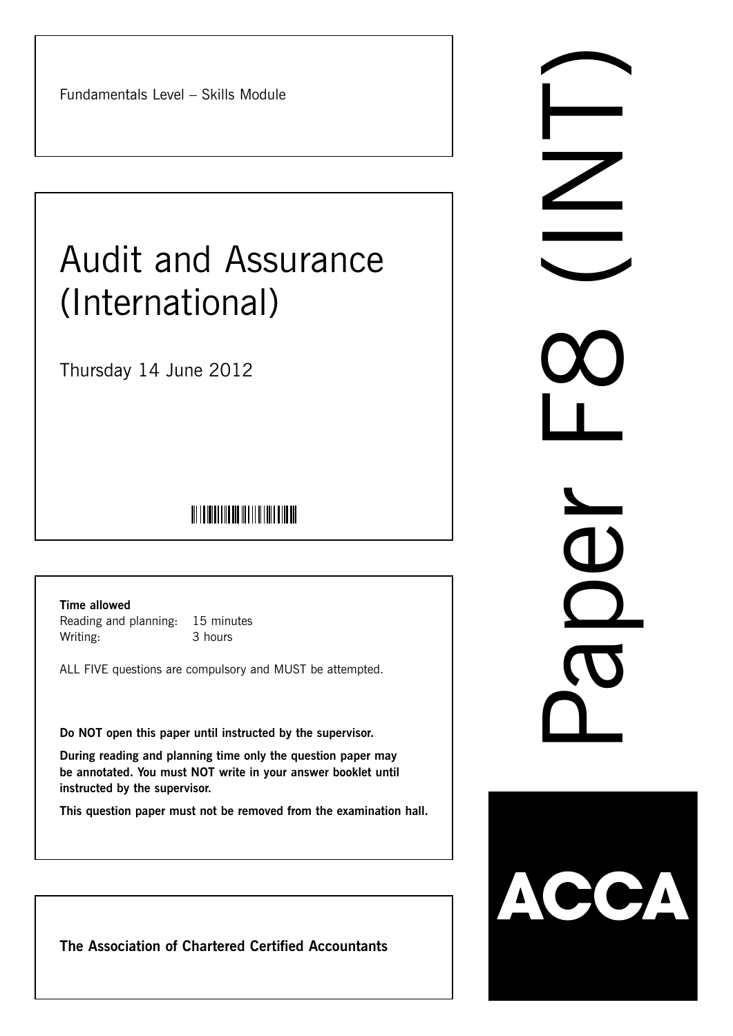Fundamentals Level – Skills Module

# Audit and Assurance (International)

Thursday 14 June 2012

**Time allowed**

Reading and planning: 15 minutes

Writing: 3 hours

ALL FIVE questions are compulsory and MUST be attempted.

**Do NOT open this paper until instructed by the supervisor.**

**During reading and planning time only the question paper may be annotated. You must NOT write in your answer booklet until instructed by the supervisor.**

**This question paper must not be removed from the examination hall.**

**The Association of Chartered Certified Accountants**

Paper F8 (INT)

ACCA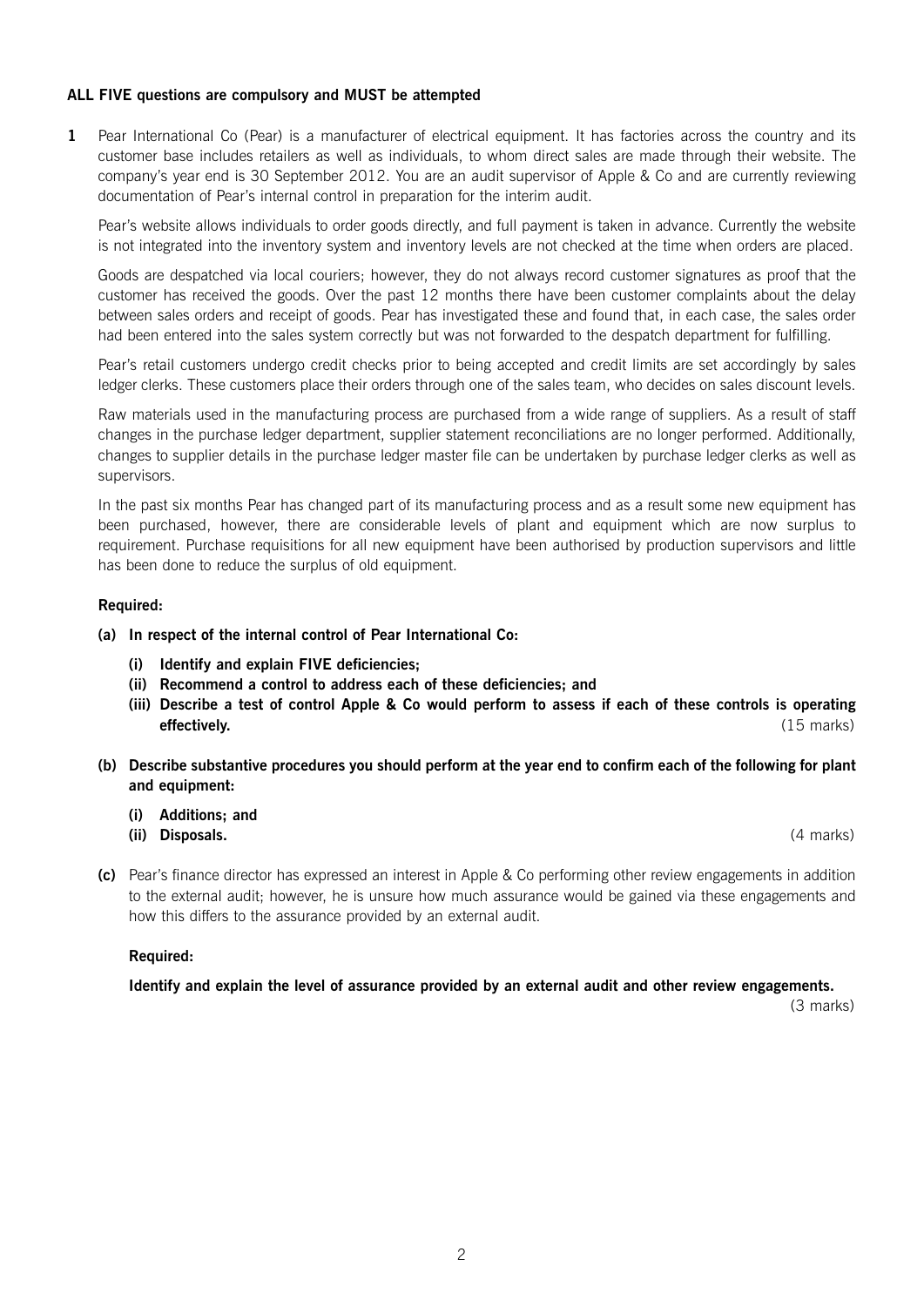**ALL FIVE questions are compulsory and MUST be attempted**

**1** Pear International Co (Pear) is a manufacturer of electrical equipment. It has factories across the country and its customer base includes retailers as well as individuals, to whom direct sales are made through their website. The company's year end is 30 September 2012. You are an audit supervisor of Apple & Co and are currently reviewing documentation of Pear's internal control in preparation for the interim audit.

Pear's website allows individuals to order goods directly, and full payment is taken in advance. Currently the website is not integrated into the inventory system and inventory levels are not checked at the time when orders are placed.

Goods are despatched via local couriers; however, they do not always record customer signatures as proof that the customer has received the goods. Over the past 12 months there have been customer complaints about the delay between sales orders and receipt of goods. Pear has investigated these and found that, in each case, the sales order had been entered into the sales system correctly but was not forwarded to the despatch department for fulfilling.

Pear's retail customers undergo credit checks prior to being accepted and credit limits are set accordingly by sales ledger clerks. These customers place their orders through one of the sales team, who decides on sales discount levels.

Raw materials used in the manufacturing process are purchased from a wide range of suppliers. As a result of staff changes in the purchase ledger department, supplier statement reconciliations are no longer performed. Additionally, changes to supplier details in the purchase ledger master file can be undertaken by purchase ledger clerks as well as supervisors.

In the past six months Pear has changed part of its manufacturing process and as a result some new equipment has been purchased, however, there are considerable levels of plant and equipment which are now surplus to requirement. Purchase requisitions for all new equipment have been authorised by production supervisors and little has been done to reduce the surplus of old equipment.

**Required:**

**(a) In respect of the internal control of Pear International Co:**

**(i) Identify and explain FIVE deficiencies;**

**(ii) Recommend a control to address each of these deficiencies; and**

**(iii) Describe a test of control Apple & Co would perform to assess if each of these controls is operating effectively.** (15 marks)

**(b) Describe substantive procedures you should perform at the year end to confirm each of the following for plant and equipment:**

**(i) Additions; and**

**(ii) Disposals.** (4 marks)

**(c)** Pear's finance director has expressed an interest in Apple & Co performing other review engagements in addition to the external audit; however, he is unsure how much assurance would be gained via these engagements and how this differs to the assurance provided by an external audit.

**Required:**

**Identify and explain the level of assurance provided by an external audit and other review engagements.**

(3 marks)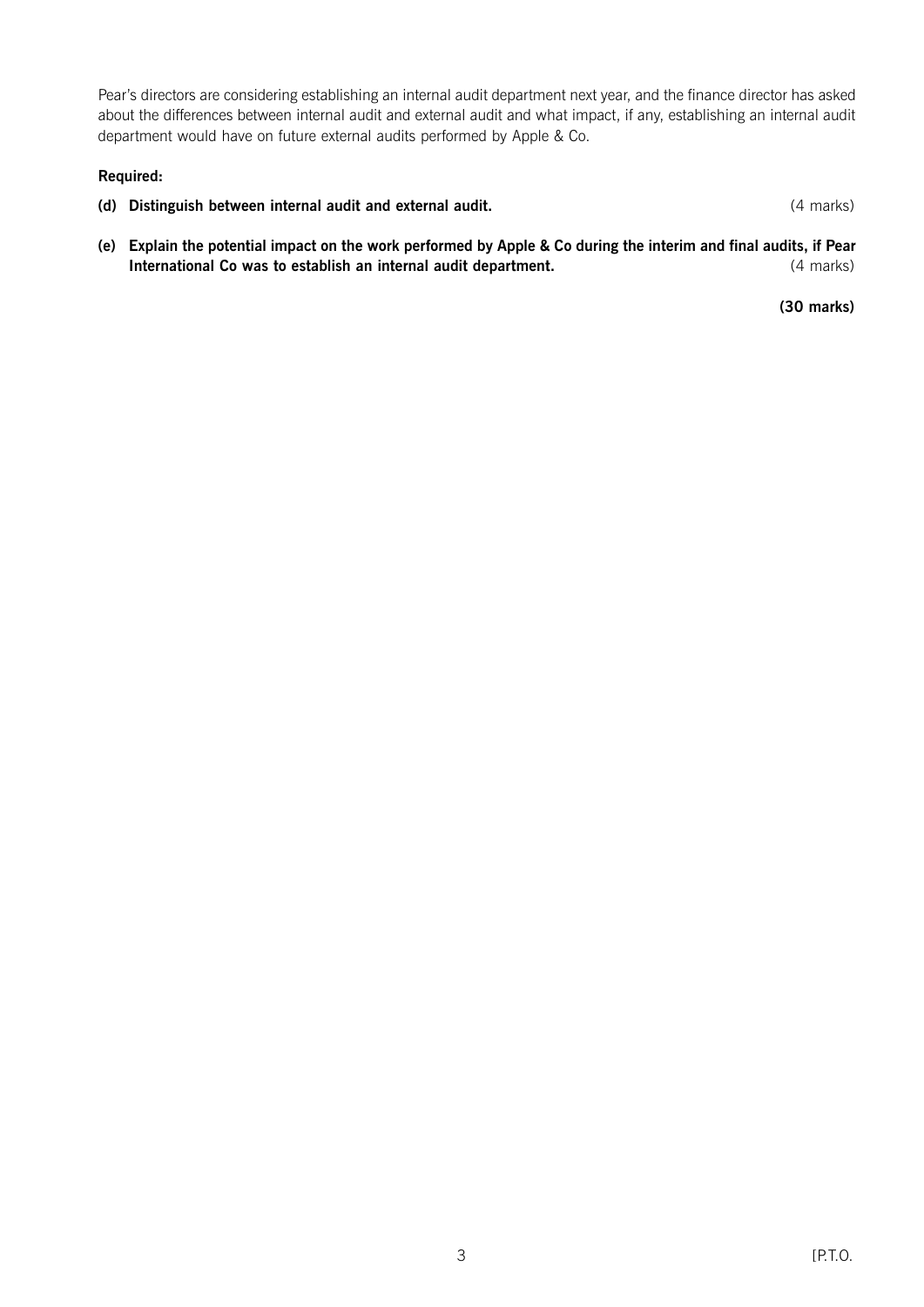Pear's directors are considering establishing an internal audit department next year, and the finance director has asked about the differences between internal audit and external audit and what impact, if any, establishing an internal audit department would have on future external audits performed by Apple & Co.

**Required:**

**(d) Distinguish between internal audit and external audit.** (4 marks)

**(e) Explain the potential impact on the work performed by Apple & Co during the interim and final audits, if Pear International Co was to establish an internal audit department.** (4 marks)

**(30 marks)**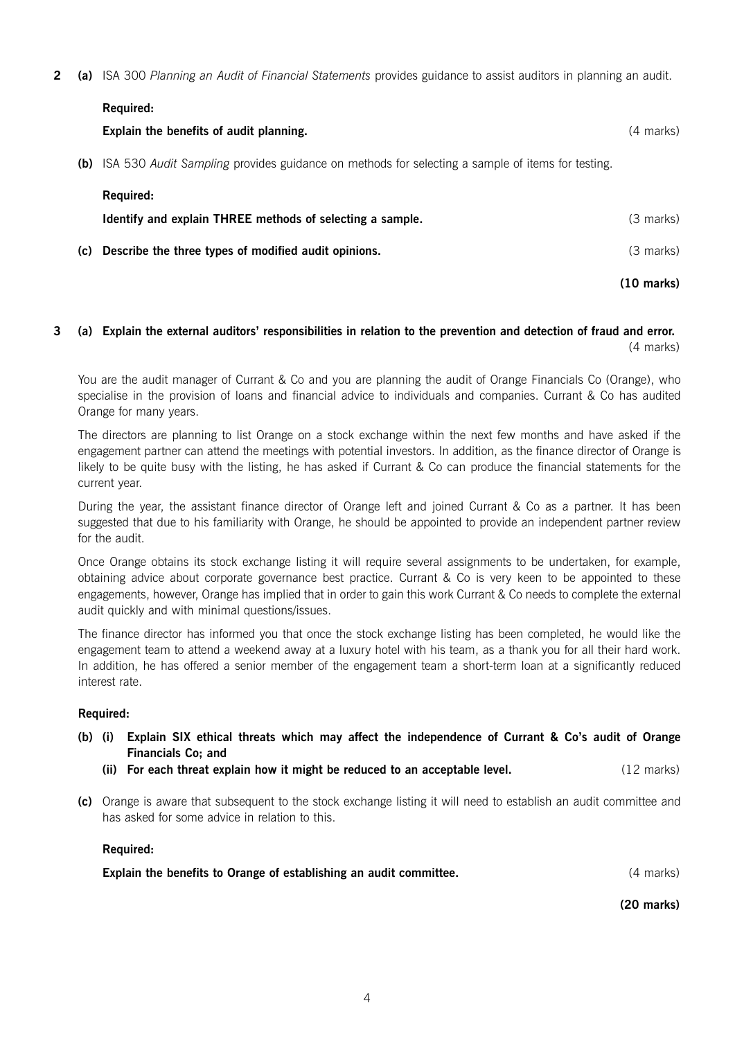**2** **(a)** ISA 300 *Planning an Audit of Financial Statements* provides guidance to assist auditors in planning an audit.

**Required:**

**Explain the benefits of audit planning.** (4 marks)

**(b)** ISA 530 *Audit Sampling* provides guidance on methods for selecting a sample of items for testing.

**Required:**

**Identify and explain THREE methods of selecting a sample.** (3 marks)

**(c)** **Describe the three types of modified audit opinions.** (3 marks)

**(10 marks)**

**3** **(a)** **Explain the external auditors' responsibilities in relation to the prevention and detection of fraud and error.** (4 marks)

You are the audit manager of Currant & Co and you are planning the audit of Orange Financials Co (Orange), who specialise in the provision of loans and financial advice to individuals and companies. Currant & Co has audited Orange for many years.

The directors are planning to list Orange on a stock exchange within the next few months and have asked if the engagement partner can attend the meetings with potential investors. In addition, as the finance director of Orange is likely to be quite busy with the listing, he has asked if Currant & Co can produce the financial statements for the current year.

During the year, the assistant finance director of Orange left and joined Currant & Co as a partner. It has been suggested that due to his familiarity with Orange, he should be appointed to provide an independent partner review for the audit.

Once Orange obtains its stock exchange listing it will require several assignments to be undertaken, for example, obtaining advice about corporate governance best practice. Currant & Co is very keen to be appointed to these engagements, however, Orange has implied that in order to gain this work Currant & Co needs to complete the external audit quickly and with minimal questions/issues.

The finance director has informed you that once the stock exchange listing has been completed, he would like the engagement team to attend a weekend away at a luxury hotel with his team, as a thank you for all their hard work. In addition, he has offered a senior member of the engagement team a short-term loan at a significantly reduced interest rate.

**Required:**

**(b)** **(i)** **Explain SIX ethical threats which may affect the independence of Currant & Co's audit of Orange Financials Co; and**

**(ii)** **For each threat explain how it might be reduced to an acceptable level.** (12 marks)

**(c)** Orange is aware that subsequent to the stock exchange listing it will need to establish an audit committee and has asked for some advice in relation to this.

**Required:**

**Explain the benefits to Orange of establishing an audit committee.** (4 marks)

**(20 marks)**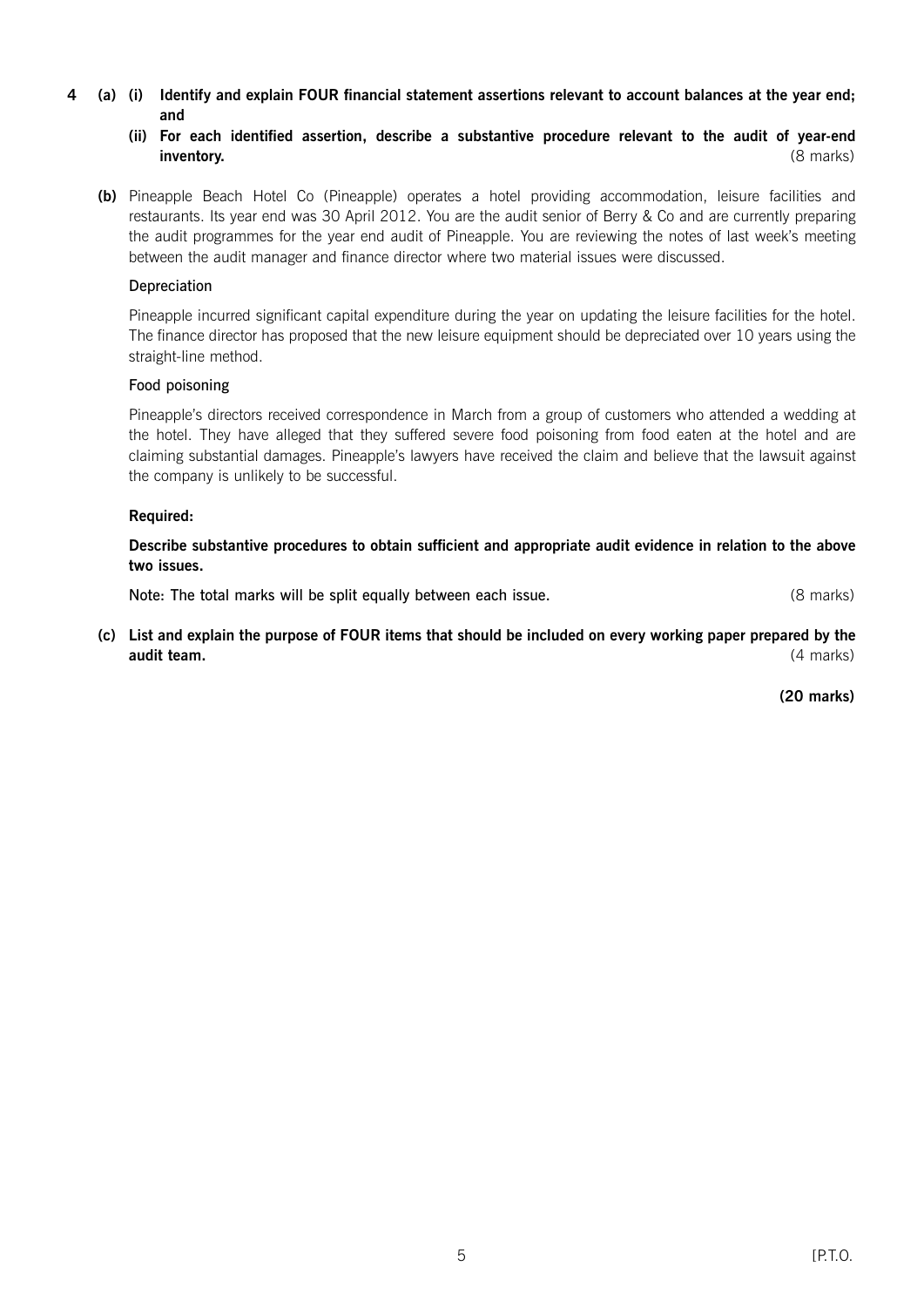**4 (a) (i) Identify and explain FOUR financial statement assertions relevant to account balances at the year end; and**

**(ii) For each identified assertion, describe a substantive procedure relevant to the audit of year-end inventory.** (8 marks)

**(b)** Pineapple Beach Hotel Co (Pineapple) operates a hotel providing accommodation, leisure facilities and restaurants. Its year end was 30 April 2012. You are the audit senior of Berry & Co and are currently preparing the audit programmes for the year end audit of Pineapple. You are reviewing the notes of last week's meeting between the audit manager and finance director where two material issues were discussed.

Depreciation

Pineapple incurred significant capital expenditure during the year on updating the leisure facilities for the hotel. The finance director has proposed that the new leisure equipment should be depreciated over 10 years using the straight-line method.

Food poisoning

Pineapple's directors received correspondence in March from a group of customers who attended a wedding at the hotel. They have alleged that they suffered severe food poisoning from food eaten at the hotel and are claiming substantial damages. Pineapple's lawyers have received the claim and believe that the lawsuit against the company is unlikely to be successful.

**Required:**

**Describe substantive procedures to obtain sufficient and appropriate audit evidence in relation to the above two issues.**

Note: The total marks will be split equally between each issue. (8 marks)

**(c) List and explain the purpose of FOUR items that should be included on every working paper prepared by the audit team.** (4 marks)

**(20 marks)**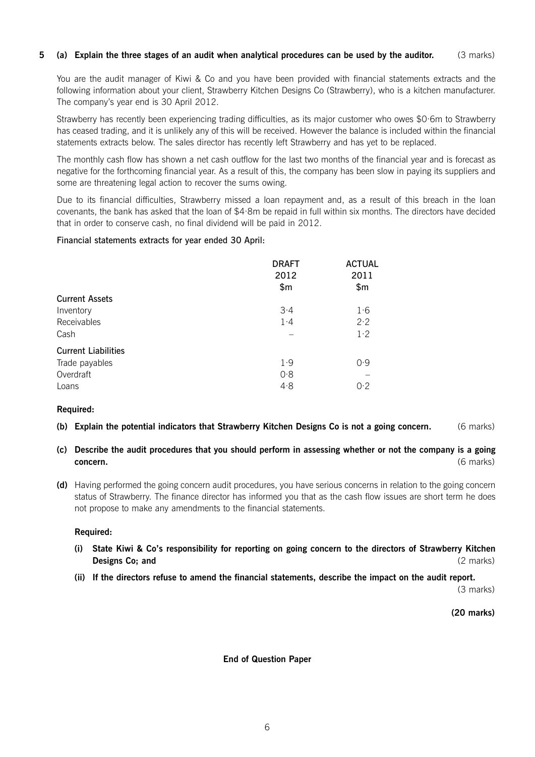**5 (a) Explain the three stages of an audit when analytical procedures can be used by the auditor.** (3 marks)

You are the audit manager of Kiwi & Co and you have been provided with financial statements extracts and the following information about your client, Strawberry Kitchen Designs Co (Strawberry), who is a kitchen manufacturer. The company's year end is 30 April 2012.

Strawberry has recently been experiencing trading difficulties, as its major customer who owes $0·6m to Strawberry has ceased trading, and it is unlikely any of this will be received. However the balance is included within the financial statements extracts below. The sales director has recently left Strawberry and has yet to be replaced.

The monthly cash flow has shown a net cash outflow for the last two months of the financial year and is forecast as negative for the forthcoming financial year. As a result of this, the company has been slow in paying its suppliers and some are threatening legal action to recover the sums owing.

Due to its financial difficulties, Strawberry missed a loan repayment and, as a result of this breach in the loan covenants, the bank has asked that the loan of $4·8m be repaid in full within six months. The directors have decided that in order to conserve cash, no final dividend will be paid in 2012.

**Financial statements extracts for year ended 30 April:**

| | DRAFT 2012 $m | ACTUAL 2011 $m |
|---|---|---|
| **Current Assets** | | |
| Inventory | 3·4 | 1·6 |
| Receivables | 1·4 | 2·2 |
| Cash | – | 1·2 |
| **Current Liabilities** | | |
| Trade payables | 1·9 | 0·9 |
| Overdraft | 0·8 | – |
| Loans | 4·8 | 0·2 |

**Required:**

**(b) Explain the potential indicators that Strawberry Kitchen Designs Co is not a going concern.** (6 marks)

**(c) Describe the audit procedures that you should perform in assessing whether or not the company is a going concern.** (6 marks)

**(d)** Having performed the going concern audit procedures, you have serious concerns in relation to the going concern status of Strawberry. The finance director has informed you that as the cash flow issues are short term he does not propose to make any amendments to the financial statements.

**Required:**

**(i) State Kiwi & Co's responsibility for reporting on going concern to the directors of Strawberry Kitchen Designs Co; and** (2 marks)

**(ii) If the directors refuse to amend the financial statements, describe the impact on the audit report.** (3 marks)

**(20 marks)**

**End of Question Paper**